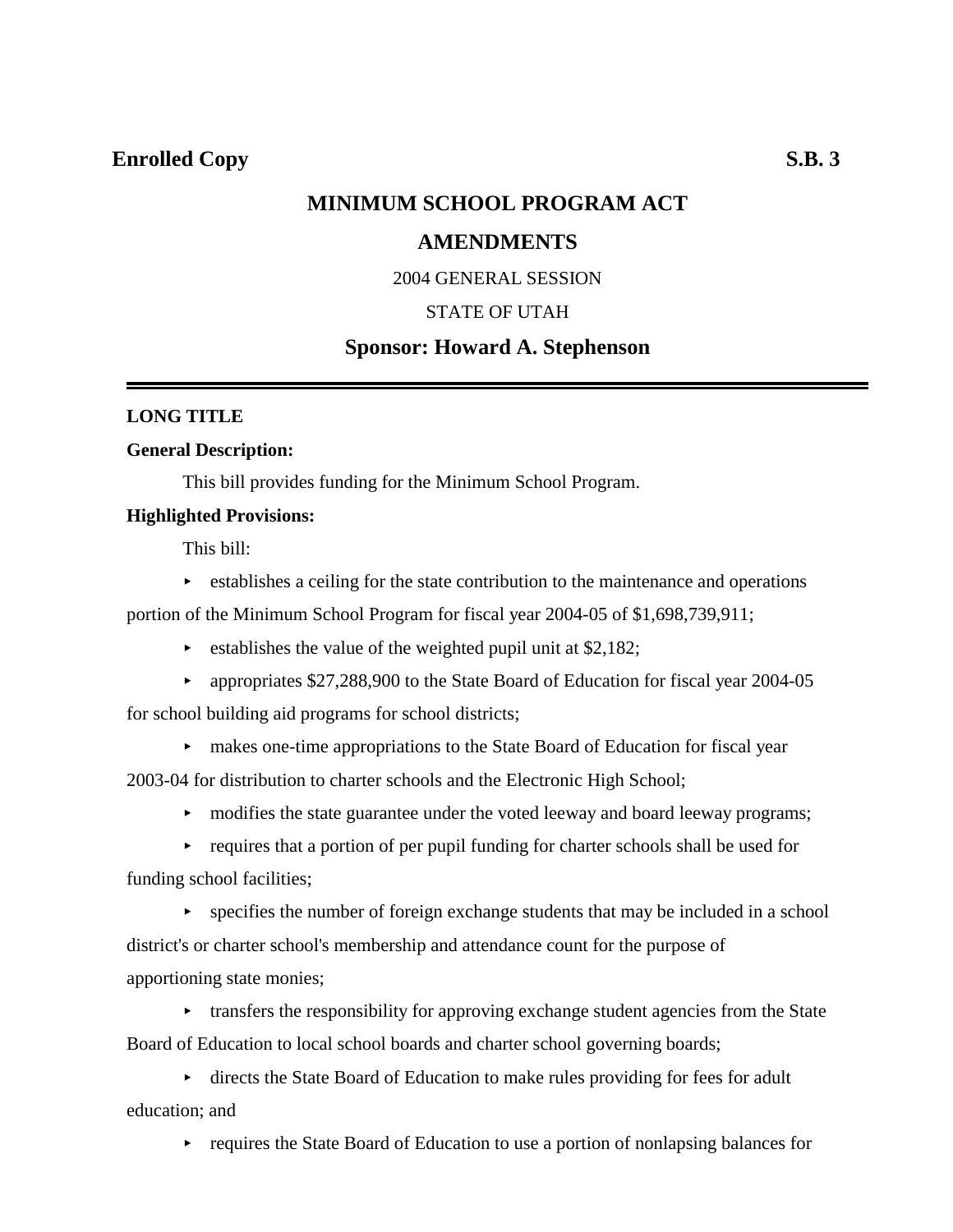**Enrolled Copy** **S.B. 3**

# MINIMUM SCHOOL PROGRAM ACT AMENDMENTS

2004 GENERAL SESSION

STATE OF UTAH

## Sponsor: Howard A. Stephenson

---

**LONG TITLE**

**General Description:**

This bill provides funding for the Minimum School Program.

**Highlighted Provisions:**

This bill:

- establishes a ceiling for the state contribution to the maintenance and operations portion of the Minimum School Program for fiscal year 2004-05 of $1,698,739,911;
- establishes the value of the weighted pupil unit at $2,182;
- appropriates $27,288,900 to the State Board of Education for fiscal year 2004-05 for school building aid programs for school districts;
- makes one-time appropriations to the State Board of Education for fiscal year 2003-04 for distribution to charter schools and the Electronic High School;
- modifies the state guarantee under the voted leeway and board leeway programs;
- requires that a portion of per pupil funding for charter schools shall be used for funding school facilities;
- specifies the number of foreign exchange students that may be included in a school district's or charter school's membership and attendance count for the purpose of apportioning state monies;
- transfers the responsibility for approving exchange student agencies from the State Board of Education to local school boards and charter school governing boards;
- directs the State Board of Education to make rules providing for fees for adult education; and
- requires the State Board of Education to use a portion of nonlapsing balances for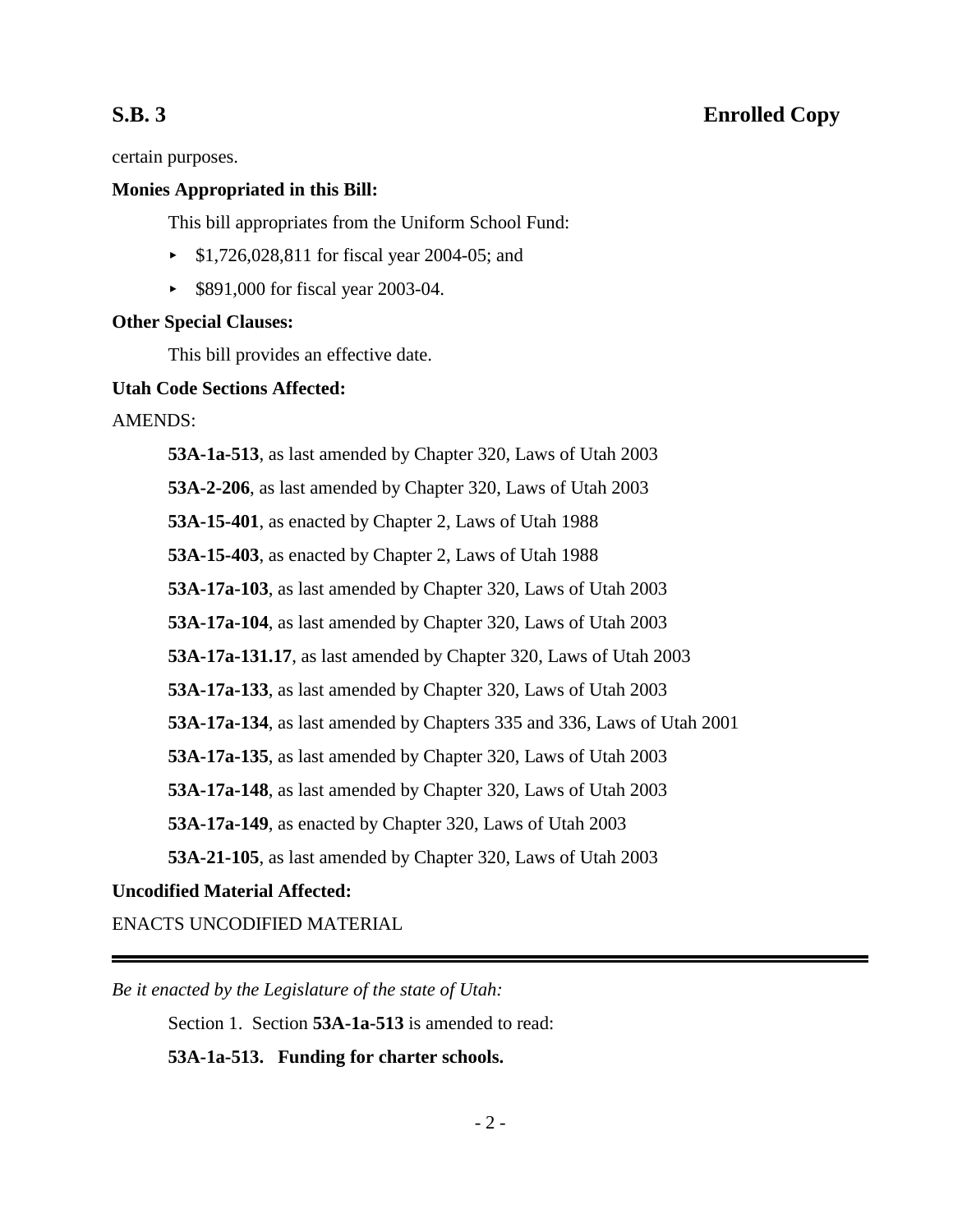certain purposes.

**Monies Appropriated in this Bill:**

This bill appropriates from the Uniform School Fund:

- $1,726,028,811 for fiscal year 2004-05; and
- $891,000 for fiscal year 2003-04.

**Other Special Clauses:**

This bill provides an effective date.

**Utah Code Sections Affected:**

AMENDS:

**53A-1a-513**, as last amended by Chapter 320, Laws of Utah 2003

**53A-2-206**, as last amended by Chapter 320, Laws of Utah 2003

**53A-15-401**, as enacted by Chapter 2, Laws of Utah 1988

**53A-15-403**, as enacted by Chapter 2, Laws of Utah 1988

**53A-17a-103**, as last amended by Chapter 320, Laws of Utah 2003

**53A-17a-104**, as last amended by Chapter 320, Laws of Utah 2003

**53A-17a-131.17**, as last amended by Chapter 320, Laws of Utah 2003

**53A-17a-133**, as last amended by Chapter 320, Laws of Utah 2003

**53A-17a-134**, as last amended by Chapters 335 and 336, Laws of Utah 2001

**53A-17a-135**, as last amended by Chapter 320, Laws of Utah 2003

**53A-17a-148**, as last amended by Chapter 320, Laws of Utah 2003

**53A-17a-149**, as enacted by Chapter 320, Laws of Utah 2003

**53A-21-105**, as last amended by Chapter 320, Laws of Utah 2003

**Uncodified Material Affected:**

ENACTS UNCODIFIED MATERIAL

---

*Be it enacted by the Legislature of the state of Utah:*

Section 1. Section **53A-1a-513** is amended to read:

**53A-1a-513. Funding for charter schools.**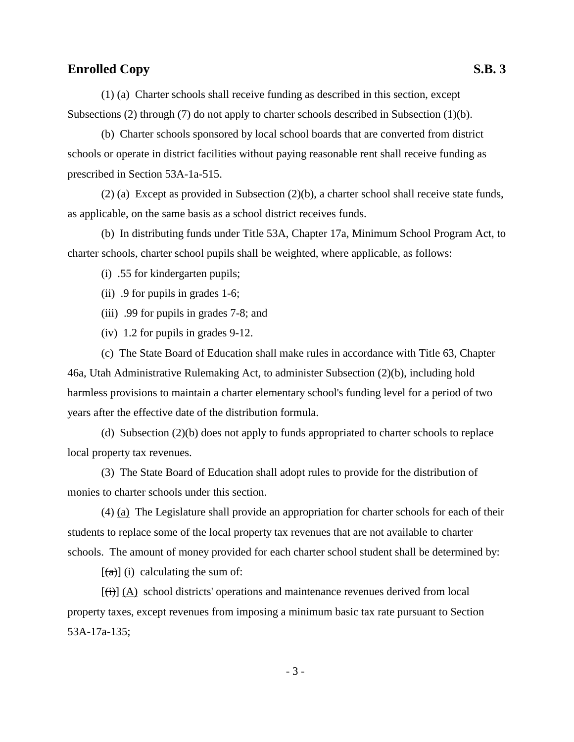(1) (a) Charter schools shall receive funding as described in this section, except Subsections (2) through (7) do not apply to charter schools described in Subsection (1)(b).

(b) Charter schools sponsored by local school boards that are converted from district schools or operate in district facilities without paying reasonable rent shall receive funding as prescribed in Section 53A-1a-515.

(2) (a) Except as provided in Subsection (2)(b), a charter school shall receive state funds, as applicable, on the same basis as a school district receives funds.

(b) In distributing funds under Title 53A, Chapter 17a, Minimum School Program Act, to charter schools, charter school pupils shall be weighted, where applicable, as follows:

(i) .55 for kindergarten pupils;

(ii) .9 for pupils in grades 1-6;

(iii) .99 for pupils in grades 7-8; and

(iv) 1.2 for pupils in grades 9-12.

(c) The State Board of Education shall make rules in accordance with Title 63, Chapter 46a, Utah Administrative Rulemaking Act, to administer Subsection (2)(b), including hold harmless provisions to maintain a charter elementary school's funding level for a period of two years after the effective date of the distribution formula.

(d) Subsection (2)(b) does not apply to funds appropriated to charter schools to replace local property tax revenues.

(3) The State Board of Education shall adopt rules to provide for the distribution of monies to charter schools under this section.

(4) <u>(a)</u> The Legislature shall provide an appropriation for charter schools for each of their students to replace some of the local property tax revenues that are not available to charter schools. The amount of money provided for each charter school student shall be determined by:

[~~(a)~~] <u>(i)</u> calculating the sum of:

[~~(i)~~] <u>(A)</u> school districts' operations and maintenance revenues derived from local property taxes, except revenues from imposing a minimum basic tax rate pursuant to Section 53A-17a-135;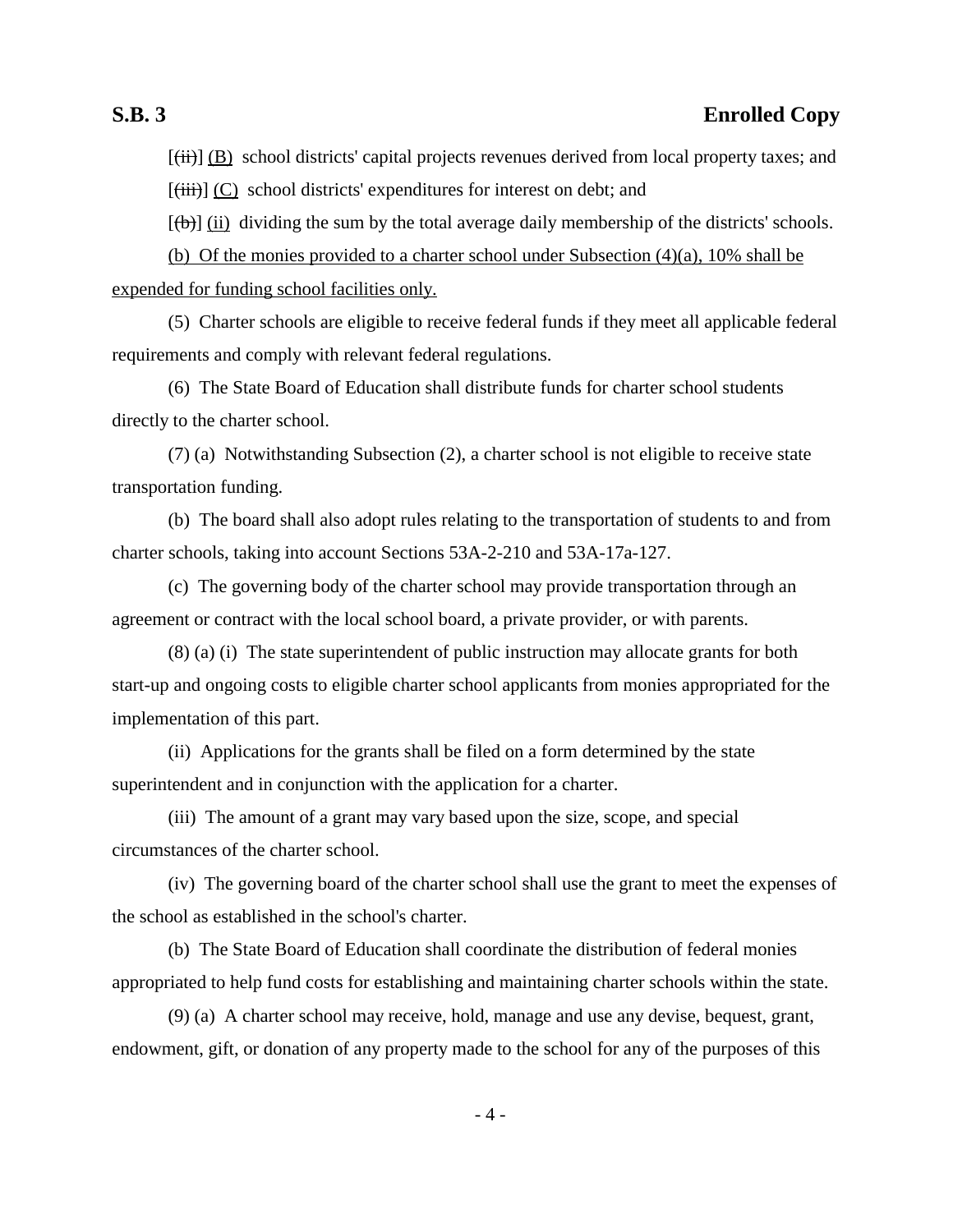[~~(ii)~~] <u>(B)</u> school districts' capital projects revenues derived from local property taxes; and

[~~(iii)~~] <u>(C)</u> school districts' expenditures for interest on debt; and

[~~(b)~~] <u>(ii)</u> dividing the sum by the total average daily membership of the districts' schools.

<u>(b) Of the monies provided to a charter school under Subsection (4)(a), 10% shall be expended for funding school facilities only.</u>

(5) Charter schools are eligible to receive federal funds if they meet all applicable federal requirements and comply with relevant federal regulations.

(6) The State Board of Education shall distribute funds for charter school students directly to the charter school.

(7) (a) Notwithstanding Subsection (2), a charter school is not eligible to receive state transportation funding.

(b) The board shall also adopt rules relating to the transportation of students to and from charter schools, taking into account Sections 53A-2-210 and 53A-17a-127.

(c) The governing body of the charter school may provide transportation through an agreement or contract with the local school board, a private provider, or with parents.

(8) (a) (i) The state superintendent of public instruction may allocate grants for both start-up and ongoing costs to eligible charter school applicants from monies appropriated for the implementation of this part.

(ii) Applications for the grants shall be filed on a form determined by the state superintendent and in conjunction with the application for a charter.

(iii) The amount of a grant may vary based upon the size, scope, and special circumstances of the charter school.

(iv) The governing board of the charter school shall use the grant to meet the expenses of the school as established in the school's charter.

(b) The State Board of Education shall coordinate the distribution of federal monies appropriated to help fund costs for establishing and maintaining charter schools within the state.

(9) (a) A charter school may receive, hold, manage and use any devise, bequest, grant, endowment, gift, or donation of any property made to the school for any of the purposes of this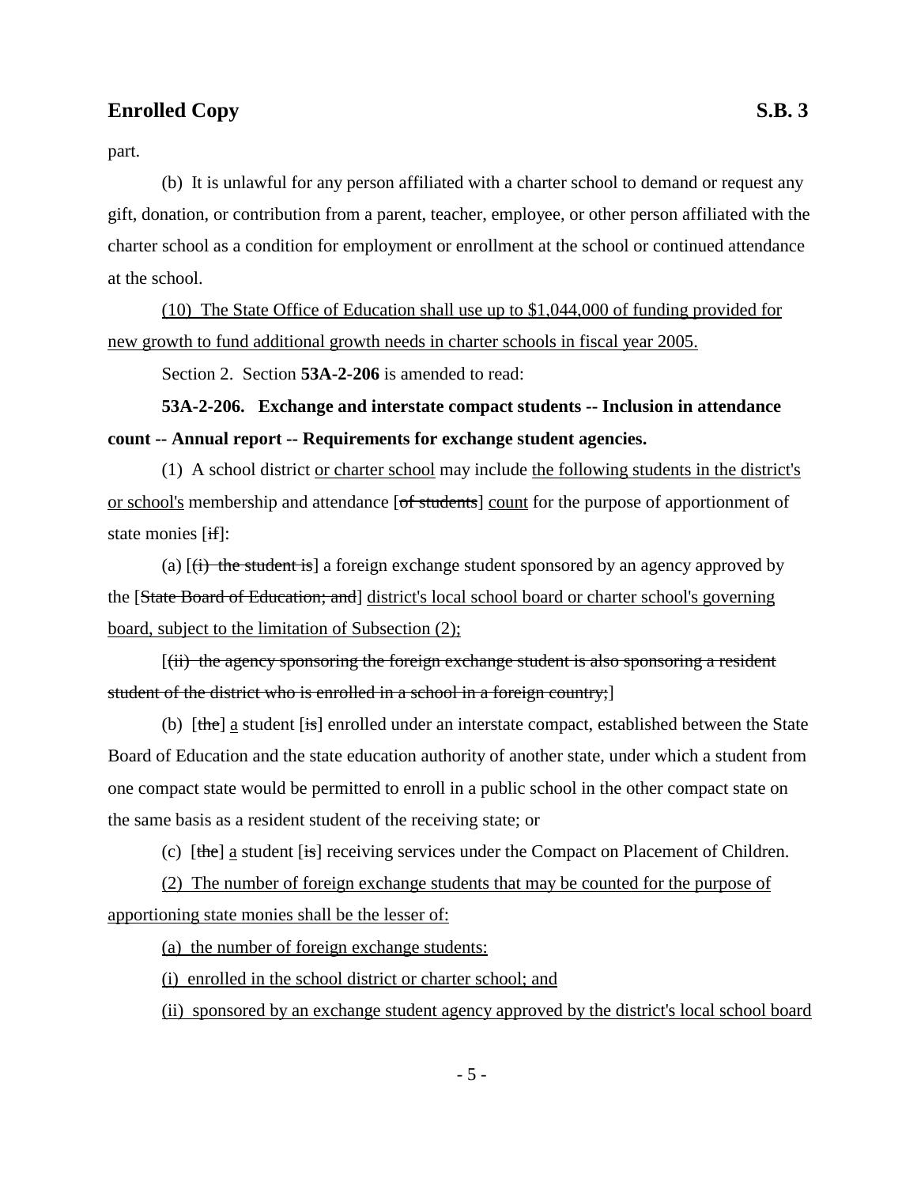part.

(b) It is unlawful for any person affiliated with a charter school to demand or request any gift, donation, or contribution from a parent, teacher, employee, or other person affiliated with the charter school as a condition for employment or enrollment at the school or continued attendance at the school.

<u>(10) The State Office of Education shall use up to $1,044,000 of funding provided for new growth to fund additional growth needs in charter schools in fiscal year 2005.</u>

Section 2. Section **53A-2-206** is amended to read:

**53A-2-206. Exchange and interstate compact students -- Inclusion in attendance count -- Annual report -- Requirements for exchange student agencies.**

(1) A school district <u>or charter school</u> may include <u>the following students in the district's or school's</u> membership and attendance [~~of students~~] <u>count</u> for the purpose of apportionment of state monies [~~if~~]:

(a) [~~(i) the student is~~] a foreign exchange student sponsored by an agency approved by the [~~State Board of Education; and~~] <u>district's local school board or charter school's governing board, subject to the limitation of Subsection (2);</u>

[~~(ii) the agency sponsoring the foreign exchange student is also sponsoring a resident student of the district who is enrolled in a school in a foreign country;~~]

(b) [~~the~~] <u>a</u> student [~~is~~] enrolled under an interstate compact, established between the State Board of Education and the state education authority of another state, under which a student from one compact state would be permitted to enroll in a public school in the other compact state on the same basis as a resident student of the receiving state; or

(c) [~~the~~] <u>a</u> student [~~is~~] receiving services under the Compact on Placement of Children.

<u>(2) The number of foreign exchange students that may be counted for the purpose of apportioning state monies shall be the lesser of:</u>

<u>(a) the number of foreign exchange students:</u>

<u>(i) enrolled in the school district or charter school; and</u>

<u>(ii) sponsored by an exchange student agency approved by the district's local school board</u>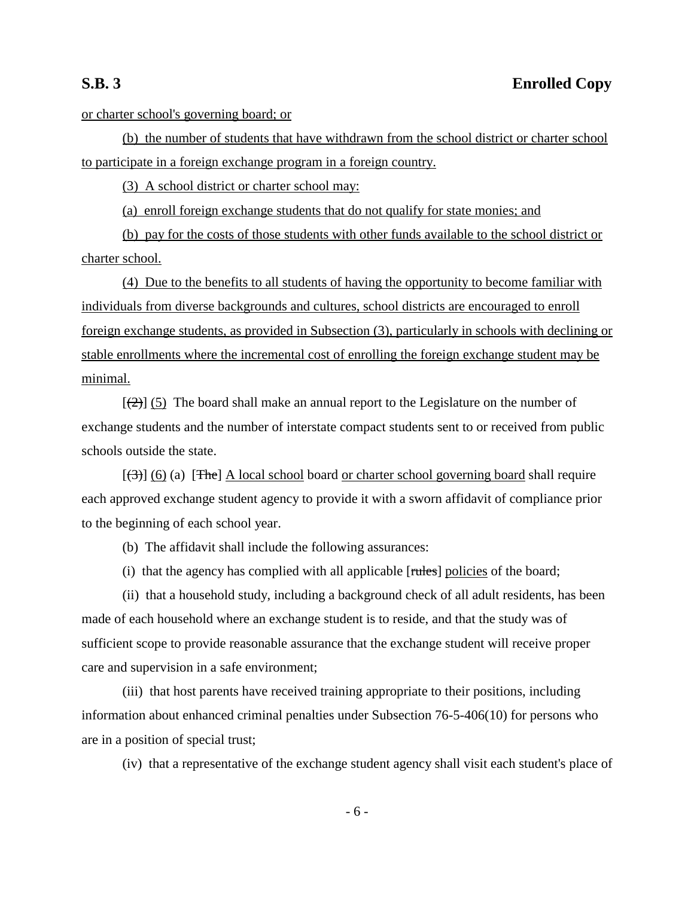or charter school's governing board; or

(b) the number of students that have withdrawn from the school district or charter school to participate in a foreign exchange program in a foreign country.

(3) A school district or charter school may:

(a) enroll foreign exchange students that do not qualify for state monies; and

(b) pay for the costs of those students with other funds available to the school district or charter school.

(4) Due to the benefits to all students of having the opportunity to become familiar with individuals from diverse backgrounds and cultures, school districts are encouraged to enroll foreign exchange students, as provided in Subsection (3), particularly in schools with declining or stable enrollments where the incremental cost of enrolling the foreign exchange student may be minimal.

[~~(2)~~] (5) The board shall make an annual report to the Legislature on the number of exchange students and the number of interstate compact students sent to or received from public schools outside the state.

[~~(3)~~] (6) (a) [~~The~~] A local school board or charter school governing board shall require each approved exchange student agency to provide it with a sworn affidavit of compliance prior to the beginning of each school year.

(b) The affidavit shall include the following assurances:

(i) that the agency has complied with all applicable [~~rules~~] policies of the board;

(ii) that a household study, including a background check of all adult residents, has been made of each household where an exchange student is to reside, and that the study was of sufficient scope to provide reasonable assurance that the exchange student will receive proper care and supervision in a safe environment;

(iii) that host parents have received training appropriate to their positions, including information about enhanced criminal penalties under Subsection 76-5-406(10) for persons who are in a position of special trust;

(iv) that a representative of the exchange student agency shall visit each student's place of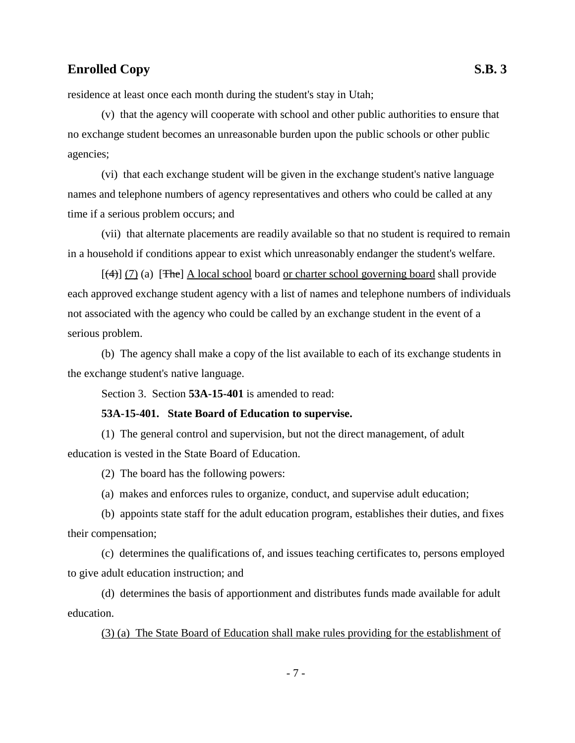residence at least once each month during the student's stay in Utah;

(v) that the agency will cooperate with school and other public authorities to ensure that no exchange student becomes an unreasonable burden upon the public schools or other public agencies;

(vi) that each exchange student will be given in the exchange student's native language names and telephone numbers of agency representatives and others who could be called at any time if a serious problem occurs; and

(vii) that alternate placements are readily available so that no student is required to remain in a household if conditions appear to exist which unreasonably endanger the student's welfare.

[~~(4)~~] (7) (a) [~~The~~] A local school board or charter school governing board shall provide each approved exchange student agency with a list of names and telephone numbers of individuals not associated with the agency who could be called by an exchange student in the event of a serious problem.

(b) The agency shall make a copy of the list available to each of its exchange students in the exchange student's native language.

Section 3. Section **53A-15-401** is amended to read:

**53A-15-401. State Board of Education to supervise.**

(1) The general control and supervision, but not the direct management, of adult education is vested in the State Board of Education.

(2) The board has the following powers:

(a) makes and enforces rules to organize, conduct, and supervise adult education;

(b) appoints state staff for the adult education program, establishes their duties, and fixes their compensation;

(c) determines the qualifications of, and issues teaching certificates to, persons employed to give adult education instruction; and

(d) determines the basis of apportionment and distributes funds made available for adult education.

(3) (a) The State Board of Education shall make rules providing for the establishment of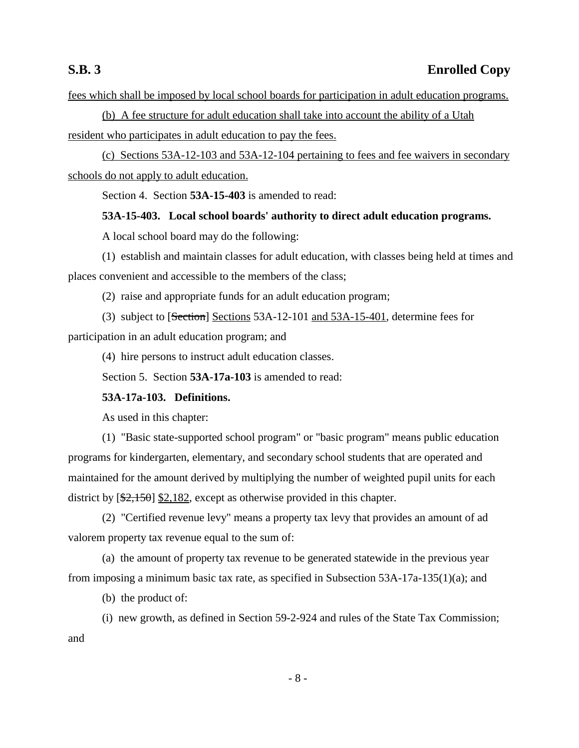fees which shall be imposed by local school boards for participation in adult education programs.

(b) A fee structure for adult education shall take into account the ability of a Utah resident who participates in adult education to pay the fees.

(c) Sections 53A-12-103 and 53A-12-104 pertaining to fees and fee waivers in secondary schools do not apply to adult education.

Section 4. Section **53A-15-403** is amended to read:

**53A-15-403. Local school boards' authority to direct adult education programs.**

A local school board may do the following:

(1) establish and maintain classes for adult education, with classes being held at times and places convenient and accessible to the members of the class;

(2) raise and appropriate funds for an adult education program;

(3) subject to [~~Section~~] Sections 53A-12-101 and 53A-15-401, determine fees for participation in an adult education program; and

(4) hire persons to instruct adult education classes.

Section 5. Section **53A-17a-103** is amended to read:

**53A-17a-103. Definitions.**

As used in this chapter:

(1) "Basic state-supported school program" or "basic program" means public education programs for kindergarten, elementary, and secondary school students that are operated and maintained for the amount derived by multiplying the number of weighted pupil units for each district by [~~$2,150~~] $2,182, except as otherwise provided in this chapter.

(2) "Certified revenue levy" means a property tax levy that provides an amount of ad valorem property tax revenue equal to the sum of:

(a) the amount of property tax revenue to be generated statewide in the previous year from imposing a minimum basic tax rate, as specified in Subsection 53A-17a-135(1)(a); and

(b) the product of:

(i) new growth, as defined in Section 59-2-924 and rules of the State Tax Commission; and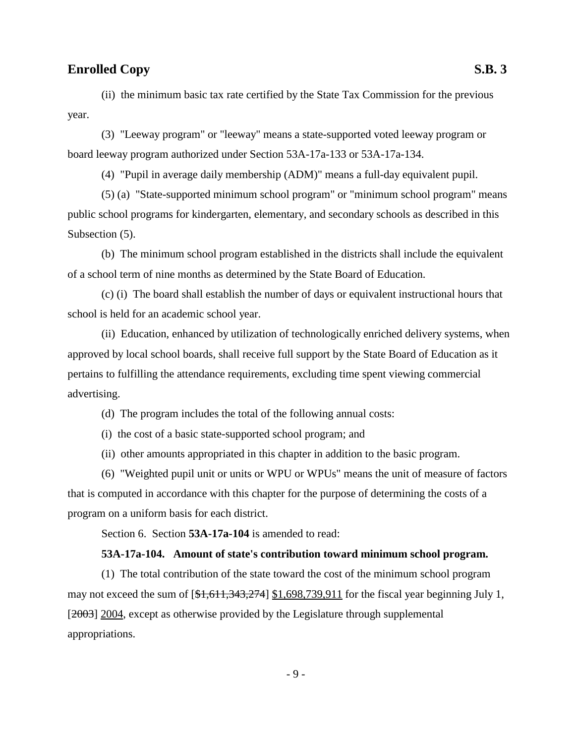(ii) the minimum basic tax rate certified by the State Tax Commission for the previous year.

(3) "Leeway program" or "leeway" means a state-supported voted leeway program or board leeway program authorized under Section 53A-17a-133 or 53A-17a-134.

(4) "Pupil in average daily membership (ADM)" means a full-day equivalent pupil.

(5) (a) "State-supported minimum school program" or "minimum school program" means public school programs for kindergarten, elementary, and secondary schools as described in this Subsection (5).

(b) The minimum school program established in the districts shall include the equivalent of a school term of nine months as determined by the State Board of Education.

(c) (i) The board shall establish the number of days or equivalent instructional hours that school is held for an academic school year.

(ii) Education, enhanced by utilization of technologically enriched delivery systems, when approved by local school boards, shall receive full support by the State Board of Education as it pertains to fulfilling the attendance requirements, excluding time spent viewing commercial advertising.

(d) The program includes the total of the following annual costs:

(i) the cost of a basic state-supported school program; and

(ii) other amounts appropriated in this chapter in addition to the basic program.

(6) "Weighted pupil unit or units or WPU or WPUs" means the unit of measure of factors that is computed in accordance with this chapter for the purpose of determining the costs of a program on a uniform basis for each district.

Section 6. Section **53A-17a-104** is amended to read:

**53A-17a-104. Amount of state's contribution toward minimum school program.**

(1) The total contribution of the state toward the cost of the minimum school program may not exceed the sum of [~~$1,611,343,274~~] <u>$1,698,739,911</u> for the fiscal year beginning July 1, [~~2003~~] <u>2004</u>, except as otherwise provided by the Legislature through supplemental appropriations.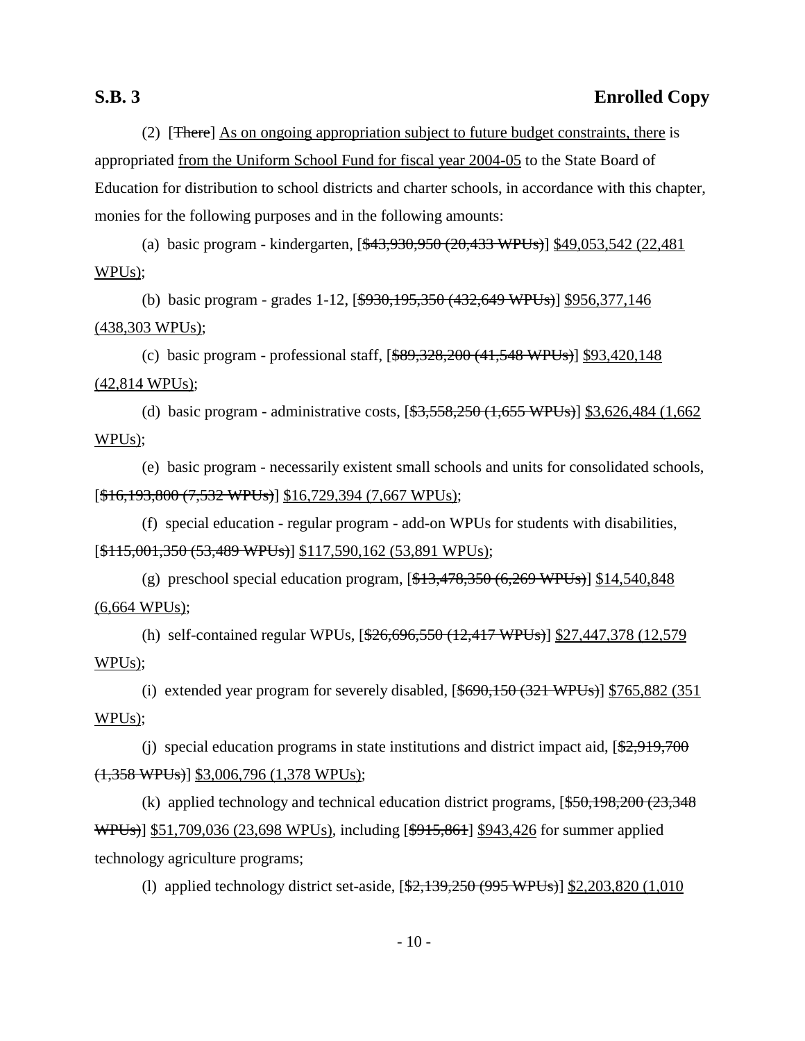(2) [~~There~~] As on ongoing appropriation subject to future budget constraints, there is appropriated from the Uniform School Fund for fiscal year 2004-05 to the State Board of Education for distribution to school districts and charter schools, in accordance with this chapter, monies for the following purposes and in the following amounts:

(a) basic program - kindergarten, [~~$43,930,950 (20,433 WPUs)~~] $49,053,542 (22,481 WPUs);

(b) basic program - grades 1-12, [~~$930,195,350 (432,649 WPUs)~~] $956,377,146 (438,303 WPUs);

(c) basic program - professional staff, [~~$89,328,200 (41,548 WPUs)~~] $93,420,148 (42,814 WPUs);

(d) basic program - administrative costs, [~~$3,558,250 (1,655 WPUs)~~] $3,626,484 (1,662 WPUs);

(e) basic program - necessarily existent small schools and units for consolidated schools, [~~$16,193,800 (7,532 WPUs)~~] $16,729,394 (7,667 WPUs);

(f) special education - regular program - add-on WPUs for students with disabilities, [~~$115,001,350 (53,489 WPUs)~~] $117,590,162 (53,891 WPUs);

(g) preschool special education program, [~~$13,478,350 (6,269 WPUs)~~] $14,540,848 (6,664 WPUs);

(h) self-contained regular WPUs, [~~$26,696,550 (12,417 WPUs)~~] $27,447,378 (12,579 WPUs);

(i) extended year program for severely disabled, [~~$690,150 (321 WPUs)~~] $765,882 (351 WPUs);

(j) special education programs in state institutions and district impact aid, [~~$2,919,700 (1,358 WPUs)~~] $3,006,796 (1,378 WPUs);

(k) applied technology and technical education district programs, [~~$50,198,200 (23,348 WPUs)~~] $51,709,036 (23,698 WPUs), including [~~$915,861~~] $943,426 for summer applied technology agriculture programs;

(l) applied technology district set-aside, [~~$2,139,250 (995 WPUs)~~] $2,203,820 (1,010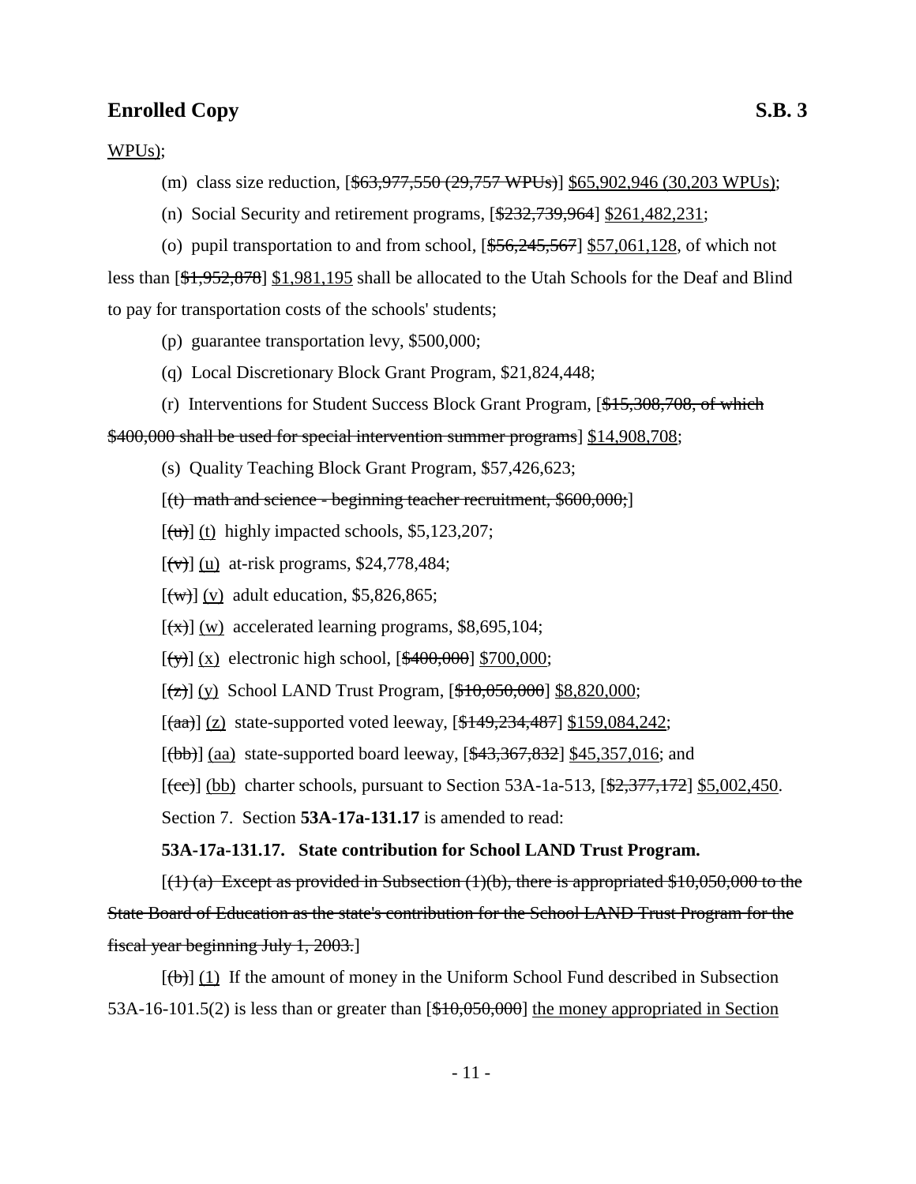WPUs);

(m) class size reduction, [~~$63,977,550 (29,757 WPUs)~~] $65,902,946 (30,203 WPUs);

(n) Social Security and retirement programs, [~~$232,739,964~~] $261,482,231;

(o) pupil transportation to and from school, [~~$56,245,567~~] $57,061,128, of which not less than [~~$1,952,878~~] $1,981,195 shall be allocated to the Utah Schools for the Deaf and Blind to pay for transportation costs of the schools' students;

(p) guarantee transportation levy, $500,000;

(q) Local Discretionary Block Grant Program, $21,824,448;

(r) Interventions for Student Success Block Grant Program, [~~$15,308,708, of which $400,000 shall be used for special intervention summer programs~~] $14,908,708;

(s) Quality Teaching Block Grant Program, $57,426,623;

[~~(t) math and science - beginning teacher recruitment, $600,000;~~]

[~~(u)~~] (t) highly impacted schools, $5,123,207;

[~~(v)~~] (u) at-risk programs, $24,778,484;

[~~(w)~~] (v) adult education, $5,826,865;

[~~(x)~~] (w) accelerated learning programs, $8,695,104;

[~~(y)~~] (x) electronic high school, [~~$400,000~~] $700,000;

[~~(z)~~] (y) School LAND Trust Program, [~~$10,050,000~~] $8,820,000;

[~~(aa)~~] (z) state-supported voted leeway, [~~$149,234,487~~] $159,084,242;

[~~(bb)~~] (aa) state-supported board leeway, [~~$43,367,832~~] $45,357,016; and

[~~(cc)~~] (bb) charter schools, pursuant to Section 53A-1a-513, [~~$2,377,172~~] $5,002,450.

Section 7. Section **53A-17a-131.17** is amended to read:

**53A-17a-131.17. State contribution for School LAND Trust Program.**

[~~(1) (a) Except as provided in Subsection (1)(b), there is appropriated $10,050,000 to the State Board of Education as the state's contribution for the School LAND Trust Program for the fiscal year beginning July 1, 2003.~~]

[~~(b)~~] (1) If the amount of money in the Uniform School Fund described in Subsection 53A-16-101.5(2) is less than or greater than [~~$10,050,000~~] the money appropriated in Section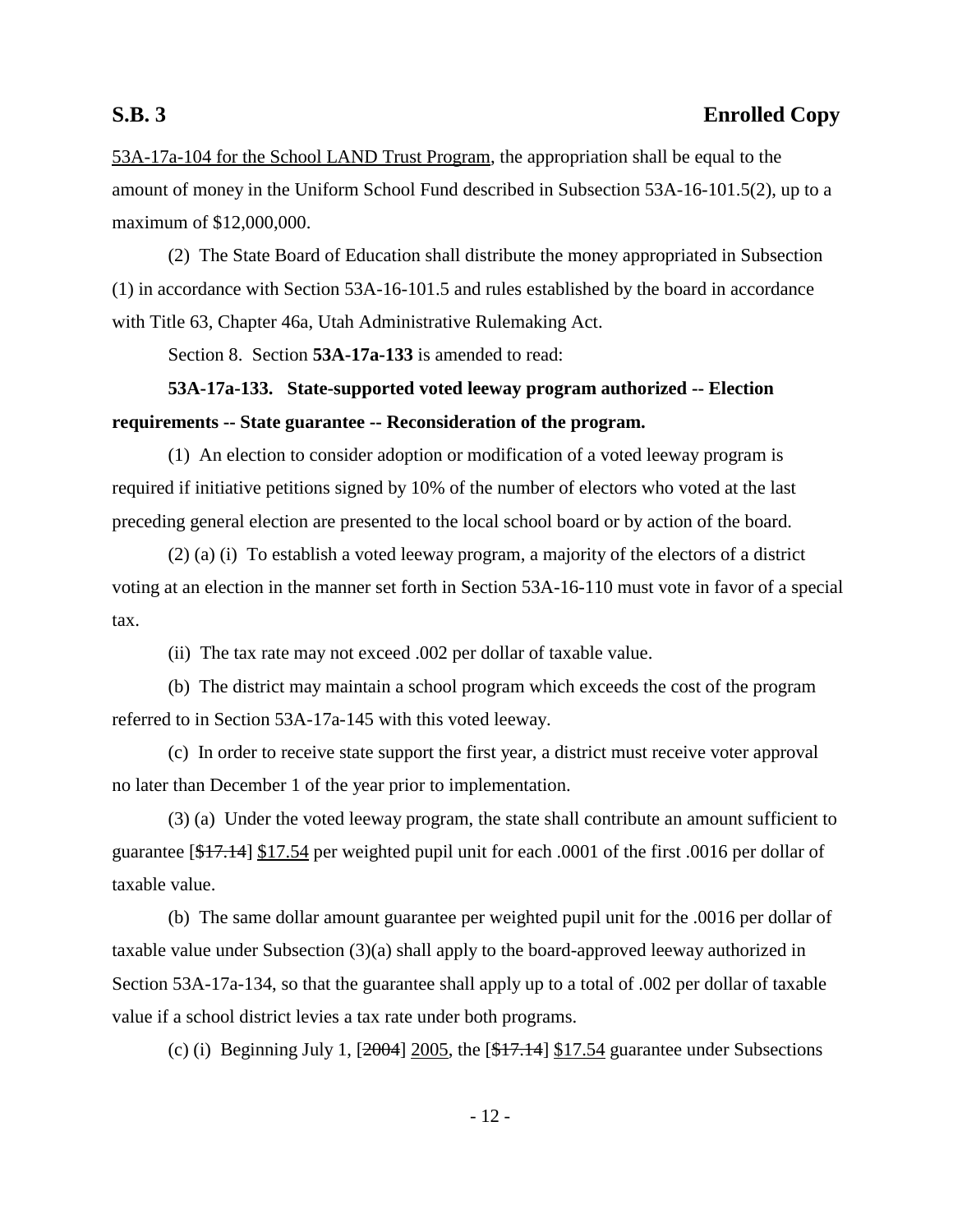53A-17a-104 for the School LAND Trust Program, the appropriation shall be equal to the amount of money in the Uniform School Fund described in Subsection 53A-16-101.5(2), up to a maximum of $12,000,000.

(2) The State Board of Education shall distribute the money appropriated in Subsection (1) in accordance with Section 53A-16-101.5 and rules established by the board in accordance with Title 63, Chapter 46a, Utah Administrative Rulemaking Act.

Section 8. Section **53A-17a-133** is amended to read:

**53A-17a-133. State-supported voted leeway program authorized -- Election requirements -- State guarantee -- Reconsideration of the program.**

(1) An election to consider adoption or modification of a voted leeway program is required if initiative petitions signed by 10% of the number of electors who voted at the last preceding general election are presented to the local school board or by action of the board.

(2) (a) (i) To establish a voted leeway program, a majority of the electors of a district voting at an election in the manner set forth in Section 53A-16-110 must vote in favor of a special tax.

(ii) The tax rate may not exceed .002 per dollar of taxable value.

(b) The district may maintain a school program which exceeds the cost of the program referred to in Section 53A-17a-145 with this voted leeway.

(c) In order to receive state support the first year, a district must receive voter approval no later than December 1 of the year prior to implementation.

(3) (a) Under the voted leeway program, the state shall contribute an amount sufficient to guarantee [~~$17.14~~] $17.54 per weighted pupil unit for each .0001 of the first .0016 per dollar of taxable value.

(b) The same dollar amount guarantee per weighted pupil unit for the .0016 per dollar of taxable value under Subsection (3)(a) shall apply to the board-approved leeway authorized in Section 53A-17a-134, so that the guarantee shall apply up to a total of .002 per dollar of taxable value if a school district levies a tax rate under both programs.

(c) (i) Beginning July 1, [~~2004~~] 2005, the [~~$17.14~~] $17.54 guarantee under Subsections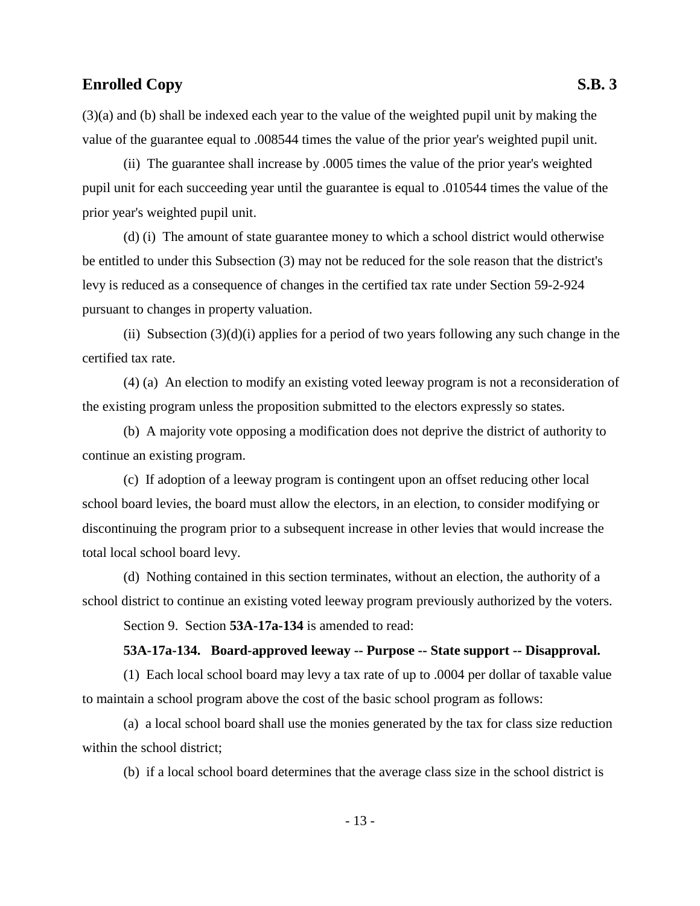(3)(a) and (b) shall be indexed each year to the value of the weighted pupil unit by making the value of the guarantee equal to .008544 times the value of the prior year's weighted pupil unit.

(ii) The guarantee shall increase by .0005 times the value of the prior year's weighted pupil unit for each succeeding year until the guarantee is equal to .010544 times the value of the prior year's weighted pupil unit.

(d) (i) The amount of state guarantee money to which a school district would otherwise be entitled to under this Subsection (3) may not be reduced for the sole reason that the district's levy is reduced as a consequence of changes in the certified tax rate under Section 59-2-924 pursuant to changes in property valuation.

(ii) Subsection (3)(d)(i) applies for a period of two years following any such change in the certified tax rate.

(4) (a) An election to modify an existing voted leeway program is not a reconsideration of the existing program unless the proposition submitted to the electors expressly so states.

(b) A majority vote opposing a modification does not deprive the district of authority to continue an existing program.

(c) If adoption of a leeway program is contingent upon an offset reducing other local school board levies, the board must allow the electors, in an election, to consider modifying or discontinuing the program prior to a subsequent increase in other levies that would increase the total local school board levy.

(d) Nothing contained in this section terminates, without an election, the authority of a school district to continue an existing voted leeway program previously authorized by the voters.

Section 9. Section **53A-17a-134** is amended to read:

**53A-17a-134. Board-approved leeway -- Purpose -- State support -- Disapproval.**

(1) Each local school board may levy a tax rate of up to .0004 per dollar of taxable value to maintain a school program above the cost of the basic school program as follows:

(a) a local school board shall use the monies generated by the tax for class size reduction within the school district;

(b) if a local school board determines that the average class size in the school district is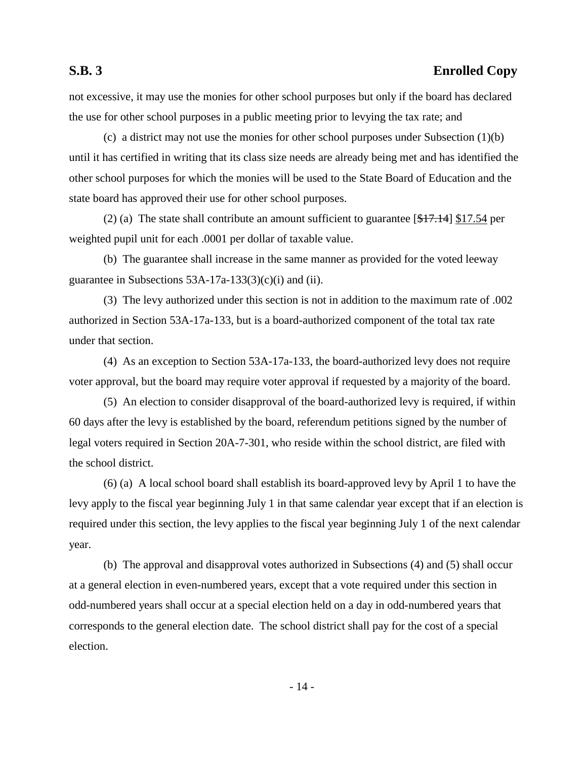not excessive, it may use the monies for other school purposes but only if the board has declared the use for other school purposes in a public meeting prior to levying the tax rate; and

(c) a district may not use the monies for other school purposes under Subsection (1)(b) until it has certified in writing that its class size needs are already being met and has identified the other school purposes for which the monies will be used to the State Board of Education and the state board has approved their use for other school purposes.

(2) (a) The state shall contribute an amount sufficient to guarantee [~~$17.14~~] $17.54 per weighted pupil unit for each .0001 per dollar of taxable value.

(b) The guarantee shall increase in the same manner as provided for the voted leeway guarantee in Subsections 53A-17a-133(3)(c)(i) and (ii).

(3) The levy authorized under this section is not in addition to the maximum rate of .002 authorized in Section 53A-17a-133, but is a board-authorized component of the total tax rate under that section.

(4) As an exception to Section 53A-17a-133, the board-authorized levy does not require voter approval, but the board may require voter approval if requested by a majority of the board.

(5) An election to consider disapproval of the board-authorized levy is required, if within 60 days after the levy is established by the board, referendum petitions signed by the number of legal voters required in Section 20A-7-301, who reside within the school district, are filed with the school district.

(6) (a) A local school board shall establish its board-approved levy by April 1 to have the levy apply to the fiscal year beginning July 1 in that same calendar year except that if an election is required under this section, the levy applies to the fiscal year beginning July 1 of the next calendar year.

(b) The approval and disapproval votes authorized in Subsections (4) and (5) shall occur at a general election in even-numbered years, except that a vote required under this section in odd-numbered years shall occur at a special election held on a day in odd-numbered years that corresponds to the general election date. The school district shall pay for the cost of a special election.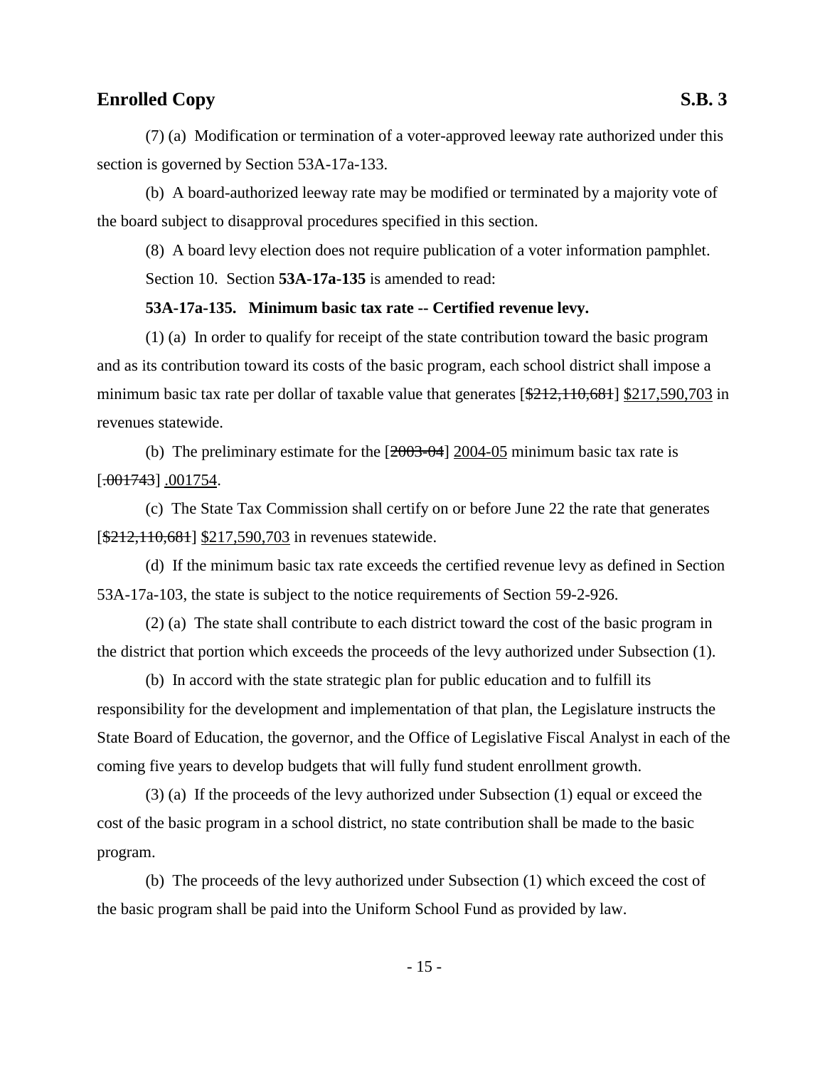(7) (a) Modification or termination of a voter-approved leeway rate authorized under this section is governed by Section 53A-17a-133.

(b) A board-authorized leeway rate may be modified or terminated by a majority vote of the board subject to disapproval procedures specified in this section.

(8) A board levy election does not require publication of a voter information pamphlet.

Section 10. Section **53A-17a-135** is amended to read:

**53A-17a-135. Minimum basic tax rate -- Certified revenue levy.**

(1) (a) In order to qualify for receipt of the state contribution toward the basic program and as its contribution toward its costs of the basic program, each school district shall impose a minimum basic tax rate per dollar of taxable value that generates [~~$212,110,681~~] $217,590,703 in revenues statewide.

(b) The preliminary estimate for the [~~2003-04~~] 2004-05 minimum basic tax rate is [~~.001743~~] .001754.

(c) The State Tax Commission shall certify on or before June 22 the rate that generates [~~$212,110,681~~] $217,590,703 in revenues statewide.

(d) If the minimum basic tax rate exceeds the certified revenue levy as defined in Section 53A-17a-103, the state is subject to the notice requirements of Section 59-2-926.

(2) (a) The state shall contribute to each district toward the cost of the basic program in the district that portion which exceeds the proceeds of the levy authorized under Subsection (1).

(b) In accord with the state strategic plan for public education and to fulfill its responsibility for the development and implementation of that plan, the Legislature instructs the State Board of Education, the governor, and the Office of Legislative Fiscal Analyst in each of the coming five years to develop budgets that will fully fund student enrollment growth.

(3) (a) If the proceeds of the levy authorized under Subsection (1) equal or exceed the cost of the basic program in a school district, no state contribution shall be made to the basic program.

(b) The proceeds of the levy authorized under Subsection (1) which exceed the cost of the basic program shall be paid into the Uniform School Fund as provided by law.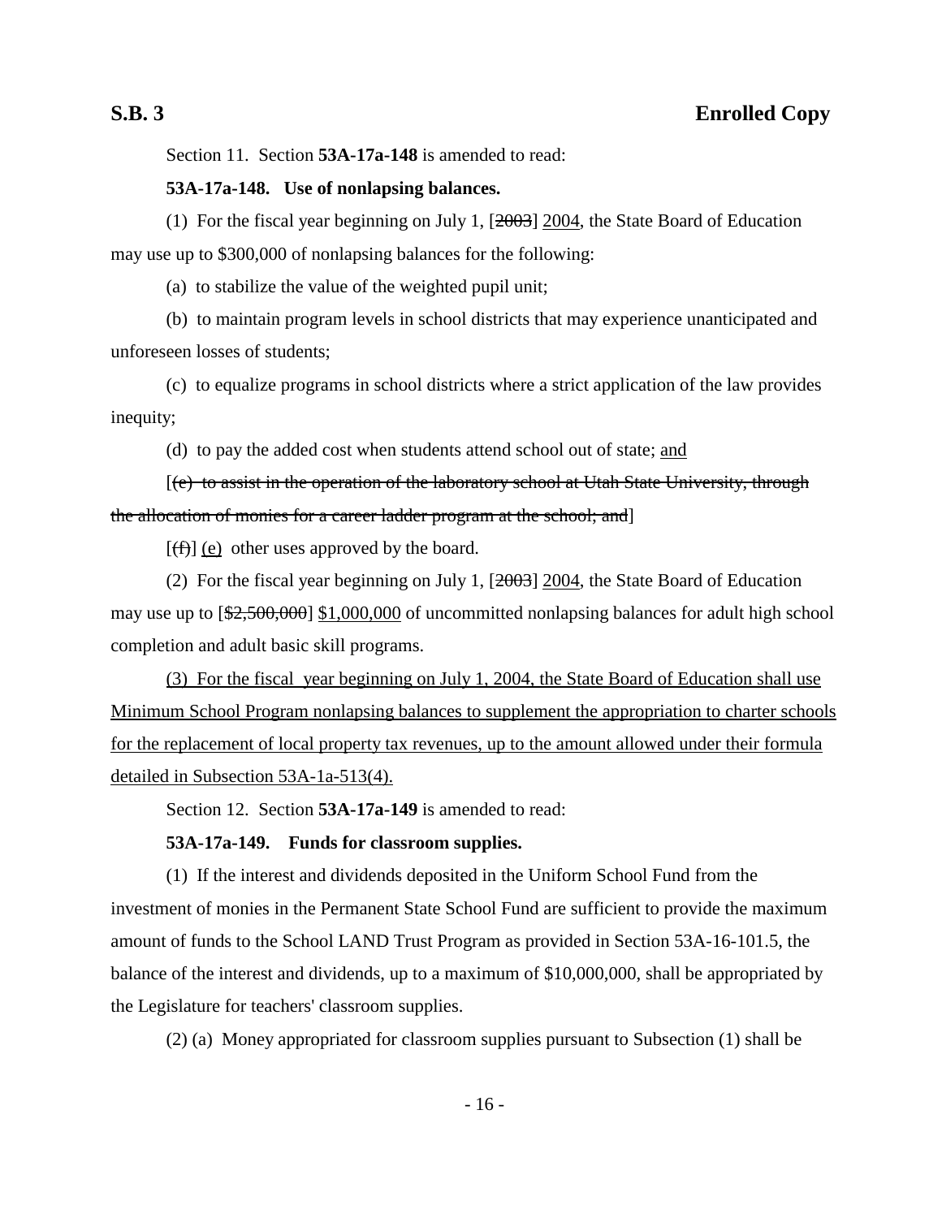Section 11. Section **53A-17a-148** is amended to read:

**53A-17a-148. Use of nonlapsing balances.**

(1) For the fiscal year beginning on July 1, [~~2003~~] 2004, the State Board of Education may use up to $300,000 of nonlapsing balances for the following:

(a) to stabilize the value of the weighted pupil unit;

(b) to maintain program levels in school districts that may experience unanticipated and unforeseen losses of students;

(c) to equalize programs in school districts where a strict application of the law provides inequity;

(d) to pay the added cost when students attend school out of state; and

[~~(e) to assist in the operation of the laboratory school at Utah State University, through the allocation of monies for a career ladder program at the school; and~~]

[~~(f)~~] (e) other uses approved by the board.

(2) For the fiscal year beginning on July 1, [~~2003~~] 2004, the State Board of Education may use up to [~~$2,500,000~~] $1,000,000 of uncommitted nonlapsing balances for adult high school completion and adult basic skill programs.

(3) For the fiscal year beginning on July 1, 2004, the State Board of Education shall use Minimum School Program nonlapsing balances to supplement the appropriation to charter schools for the replacement of local property tax revenues, up to the amount allowed under their formula detailed in Subsection 53A-1a-513(4).

Section 12. Section **53A-17a-149** is amended to read:

**53A-17a-149. Funds for classroom supplies.**

(1) If the interest and dividends deposited in the Uniform School Fund from the investment of monies in the Permanent State School Fund are sufficient to provide the maximum amount of funds to the School LAND Trust Program as provided in Section 53A-16-101.5, the balance of the interest and dividends, up to a maximum of $10,000,000, shall be appropriated by the Legislature for teachers' classroom supplies.

(2) (a) Money appropriated for classroom supplies pursuant to Subsection (1) shall be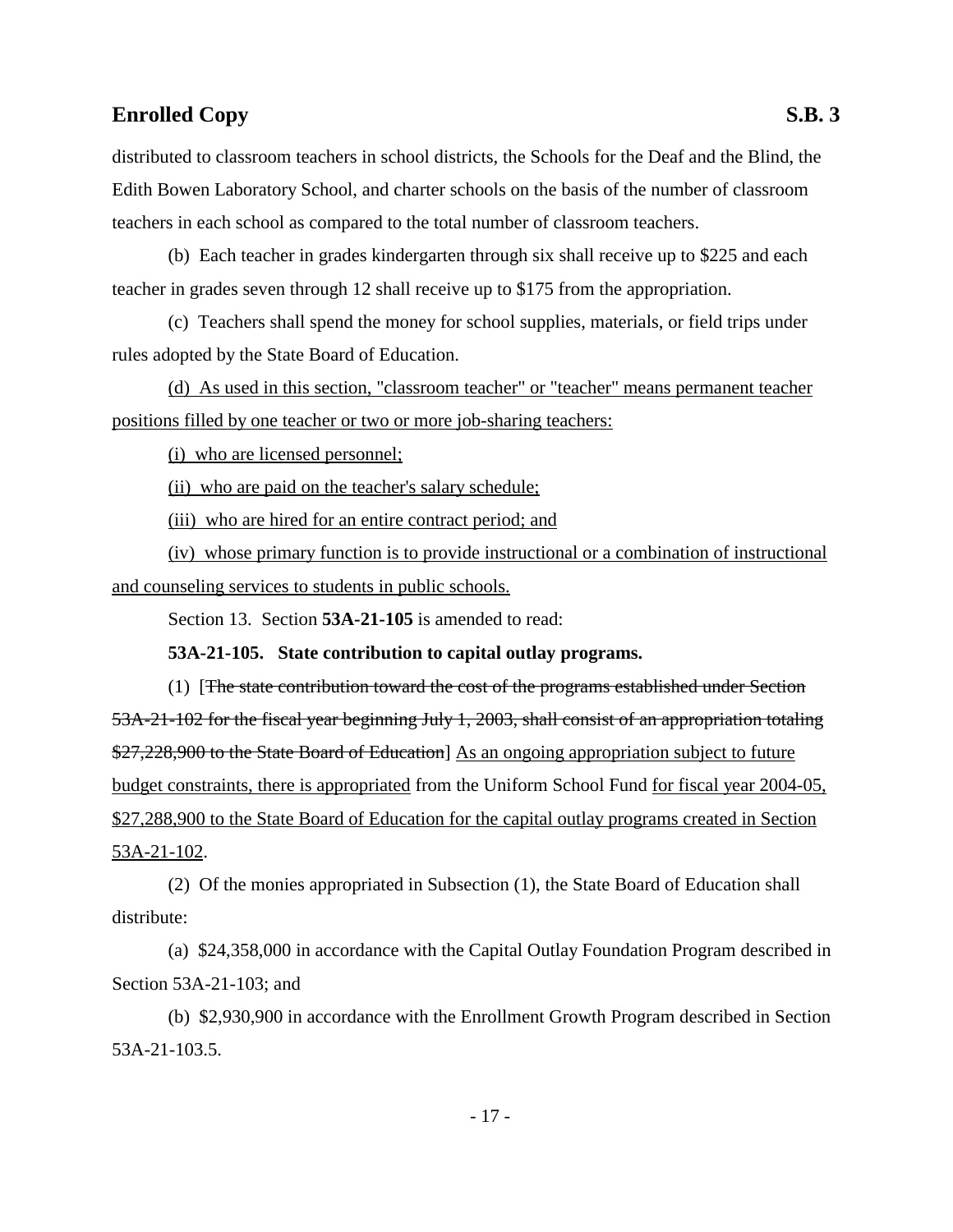distributed to classroom teachers in school districts, the Schools for the Deaf and the Blind, the Edith Bowen Laboratory School, and charter schools on the basis of the number of classroom teachers in each school as compared to the total number of classroom teachers.

(b) Each teacher in grades kindergarten through six shall receive up to $225 and each teacher in grades seven through 12 shall receive up to $175 from the appropriation.

(c) Teachers shall spend the money for school supplies, materials, or field trips under rules adopted by the State Board of Education.

<u>(d) As used in this section, "classroom teacher" or "teacher" means permanent teacher positions filled by one teacher or two or more job-sharing teachers:</u>

<u>(i) who are licensed personnel;</u>

<u>(ii) who are paid on the teacher's salary schedule;</u>

<u>(iii) who are hired for an entire contract period; and</u>

<u>(iv) whose primary function is to provide instructional or a combination of instructional and counseling services to students in public schools.</u>

Section 13. Section **53A-21-105** is amended to read:

**53A-21-105. State contribution to capital outlay programs.**

(1) [~~The state contribution toward the cost of the programs established under Section 53A-21-102 for the fiscal year beginning July 1, 2003, shall consist of an appropriation totaling $27,228,900 to the State Board of Education~~] <u>As an ongoing appropriation subject to future budget constraints, there is appropriated</u> from the Uniform School Fund <u>for fiscal year 2004-05, $27,288,900 to the State Board of Education for the capital outlay programs created in Section 53A-21-102</u>.

(2) Of the monies appropriated in Subsection (1), the State Board of Education shall distribute:

(a) $24,358,000 in accordance with the Capital Outlay Foundation Program described in Section 53A-21-103; and

(b) $2,930,900 in accordance with the Enrollment Growth Program described in Section 53A-21-103.5.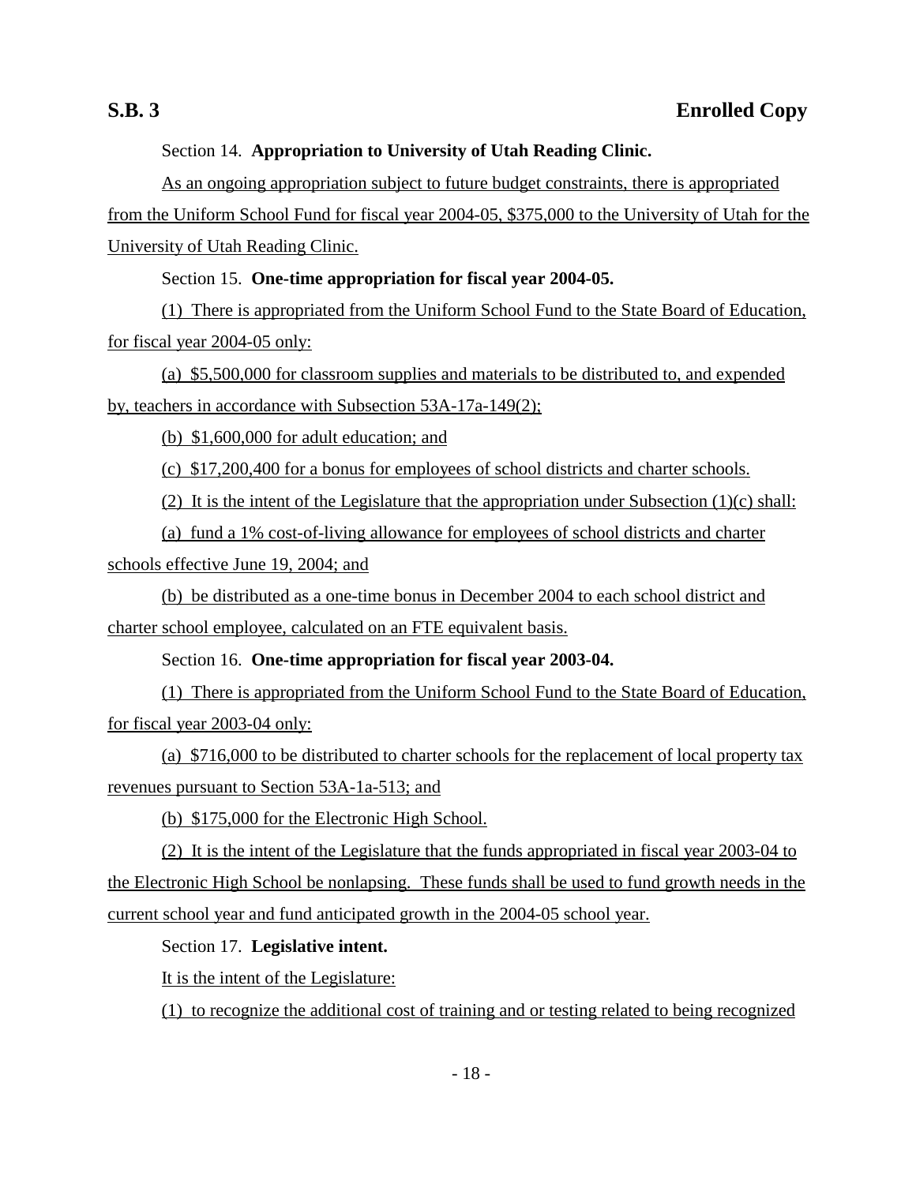Section 14. **Appropriation to University of Utah Reading Clinic.**

As an ongoing appropriation subject to future budget constraints, there is appropriated from the Uniform School Fund for fiscal year 2004-05, $375,000 to the University of Utah for the University of Utah Reading Clinic.

Section 15. **One-time appropriation for fiscal year 2004-05.**

(1) There is appropriated from the Uniform School Fund to the State Board of Education, for fiscal year 2004-05 only:

(a) $5,500,000 for classroom supplies and materials to be distributed to, and expended by, teachers in accordance with Subsection 53A-17a-149(2);

(b) $1,600,000 for adult education; and

(c) $17,200,400 for a bonus for employees of school districts and charter schools.

(2) It is the intent of the Legislature that the appropriation under Subsection (1)(c) shall:

(a) fund a 1% cost-of-living allowance for employees of school districts and charter schools effective June 19, 2004; and

(b) be distributed as a one-time bonus in December 2004 to each school district and charter school employee, calculated on an FTE equivalent basis.

Section 16. **One-time appropriation for fiscal year 2003-04.**

(1) There is appropriated from the Uniform School Fund to the State Board of Education, for fiscal year 2003-04 only:

(a) $716,000 to be distributed to charter schools for the replacement of local property tax revenues pursuant to Section 53A-1a-513; and

(b) $175,000 for the Electronic High School.

(2) It is the intent of the Legislature that the funds appropriated in fiscal year 2003-04 to the Electronic High School be nonlapsing. These funds shall be used to fund growth needs in the current school year and fund anticipated growth in the 2004-05 school year.

Section 17. **Legislative intent.**

It is the intent of the Legislature:

(1) to recognize the additional cost of training and or testing related to being recognized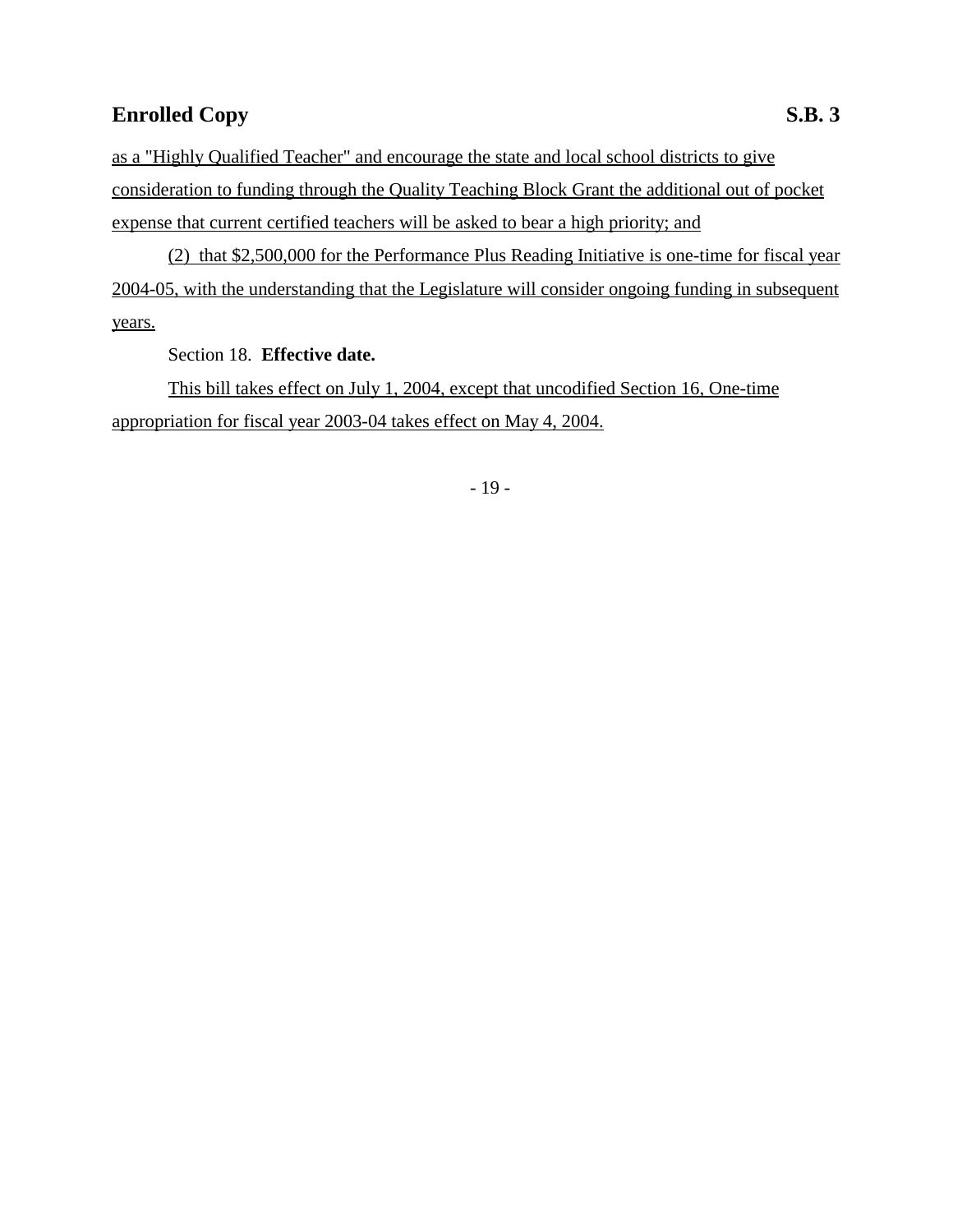as a "Highly Qualified Teacher" and encourage the state and local school districts to give consideration to funding through the Quality Teaching Block Grant the additional out of pocket expense that current certified teachers will be asked to bear a high priority; and

(2) that $2,500,000 for the Performance Plus Reading Initiative is one-time for fiscal year 2004-05, with the understanding that the Legislature will consider ongoing funding in subsequent years.

Section 18. **Effective date.**

This bill takes effect on July 1, 2004, except that uncodified Section 16, One-time appropriation for fiscal year 2003-04 takes effect on May 4, 2004.